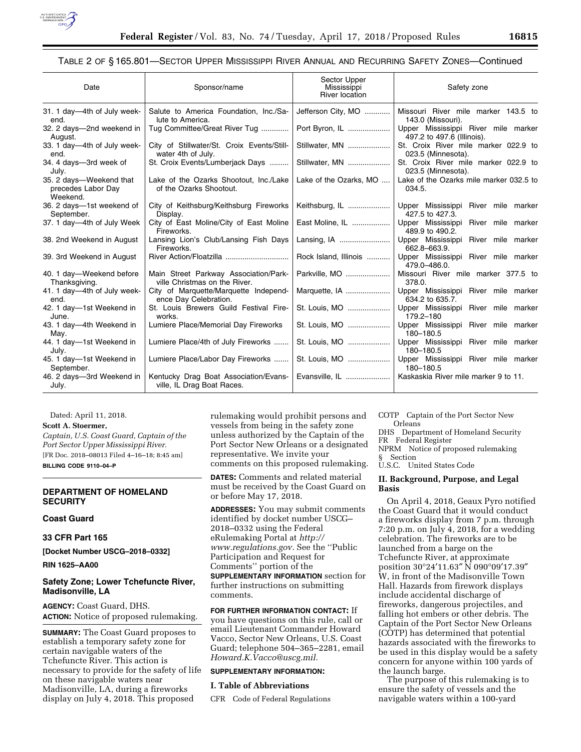TABLE 2 OF § 165.801—SECTOR UPPER MISSISSIPPI RIVER ANNUAL AND RECURRING SAFETY ZONES—Continued

| Date | Sponsor/name | Sector Upper Mississippi River location | Safety zone |
| --- | --- | --- | --- |
| 31. 1 day—4th of July weekend. | Salute to America Foundation, Inc./Salute to America. | Jefferson City, MO | Missouri River mile marker 143.5 to 143.0 (Missouri). |
| 32. 2 days—2nd weekend in August. | Tug Committee/Great River Tug | Port Byron, IL | Upper Mississippi River mile marker 497.2 to 497.6 (Illinois). |
| 33. 1 day—4th of July weekend. | City of Stillwater/St. Croix Events/Stillwater 4th of July. | Stillwater, MN | St. Croix River mile marker 022.9 to 023.5 (Minnesota). |
| 34. 4 days—3rd week of July. | St. Croix Events/Lumberjack Days | Stillwater, MN | St. Croix River mile marker 022.9 to 023.5 (Minnesota). |
| 35. 2 days—Weekend that precedes Labor Day Weekend. | Lake of the Ozarks Shootout, Inc./Lake of the Ozarks Shootout. | Lake of the Ozarks, MO | Lake of the Ozarks mile marker 032.5 to 034.5. |
| 36. 2 days—1st weekend of September. | City of Keithsburg/Keithsburg Fireworks Display. | Keithsburg, IL | Upper Mississippi River mile marker 427.5 to 427.3. |
| 37. 1 day—4th of July Week | City of East Moline/City of East Moline Fireworks. | East Moline, IL | Upper Mississippi River mile marker 489.9 to 490.2. |
| 38. 2nd Weekend in August | Lansing Lion's Club/Lansing Fish Days Fireworks. | Lansing, IA | Upper Mississippi River mile marker 662.8–663.9. |
| 39. 3rd Weekend in August | River Action/Floatzilla | Rock Island, Illinois | Upper Mississippi River mile marker 479.0–486.0. |
| 40. 1 day—Weekend before Thanksgiving. | Main Street Parkway Association/Parkville Christmas on the River. | Parkville, MO | Missouri River mile marker 377.5 to 378.0. |
| 41. 1 day—4th of July weekend. | City of Marquette/Marquette Independence Day Celebration. | Marquette, IA | Upper Mississippi River mile marker 634.2 to 635.7. |
| 42. 1 day—1st Weekend in June. | St. Louis Brewers Guild Festival Fireworks. | St. Louis, MO | Upper Mississippi River mile marker 179.2–180 |
| 43. 1 day—4th Weekend in May. | Lumiere Place/Memorial Day Fireworks | St. Louis, MO | Upper Mississippi River mile marker 180–180.5 |
| 44. 1 day—1st Weekend in July. | Lumiere Place/4th of July Fireworks | St. Louis, MO | Upper Mississippi River mile marker 180–180.5 |
| 45. 1 day—1st Weekend in September. | Lumiere Place/Labor Day Fireworks | St. Louis, MO | Upper Mississippi River mile marker 180–180.5 |
| 46. 2 days—3rd Weekend in July. | Kentucky Drag Boat Association/Evansville, IL Drag Boat Races. | Evansville, IL | Kaskaskia River mile marker 9 to 11. |

Dated: April 11, 2018.

**Scott A. Stoermer,**

*Captain, U.S. Coast Guard, Captain of the Port Sector Upper Mississippi River.*

[FR Doc. 2018–08013 Filed 4–16–18; 8:45 am]

**BILLING CODE 9110–04–P**

## DEPARTMENT OF HOMELAND SECURITY

### Coast Guard

### 33 CFR Part 165

**[Docket Number USCG–2018–0332]**

**RIN 1625–AA00**

### Safety Zone; Lower Tchefuncte River, Madisonville, LA

**AGENCY:** Coast Guard, DHS.

**ACTION:** Notice of proposed rulemaking.

**SUMMARY:** The Coast Guard proposes to establish a temporary safety zone for certain navigable waters of the Tchefuncte River. This action is necessary to provide for the safety of life on these navigable waters near Madisonville, LA, during a fireworks display on July 4, 2018. This proposed rulemaking would prohibit persons and vessels from being in the safety zone unless authorized by the Captain of the Port Sector New Orleans or a designated representative. We invite your comments on this proposed rulemaking.

**DATES:** Comments and related material must be received by the Coast Guard on or before May 17, 2018.

**ADDRESSES:** You may submit comments identified by docket number USCG–2018–0332 using the Federal eRulemaking Portal at *http://www.regulations.gov.* See the ''Public Participation and Request for Comments'' portion of the **SUPPLEMENTARY INFORMATION** section for further instructions on submitting comments.

**FOR FURTHER INFORMATION CONTACT:** If you have questions on this rule, call or email Lieutenant Commander Howard Vacco, Sector New Orleans, U.S. Coast Guard; telephone 504–365–2281, email *Howard.K.Vacco@uscg.mil.*

**SUPPLEMENTARY INFORMATION:**

### I. Table of Abbreviations

CFR Code of Federal Regulations
COTP Captain of the Port Sector New Orleans
DHS Department of Homeland Security
FR Federal Register
NPRM Notice of proposed rulemaking
§ Section
U.S.C. United States Code

### II. Background, Purpose, and Legal Basis

On April 4, 2018, Geaux Pyro notified the Coast Guard that it would conduct a fireworks display from 7 p.m. through 7:20 p.m. on July 4, 2018, for a wedding celebration. The fireworks are to be launched from a barge on the Tchefuncte River, at approximate position 30°24′11.63″ N 090°09′17.39″ W, in front of the Madisonville Town Hall. Hazards from firework displays include accidental discharge of fireworks, dangerous projectiles, and falling hot embers or other debris. The Captain of the Port Sector New Orleans (COTP) has determined that potential hazards associated with the fireworks to be used in this display would be a safety concern for anyone within 100 yards of the launch barge.

The purpose of this rulemaking is to ensure the safety of vessels and the navigable waters within a 100-yard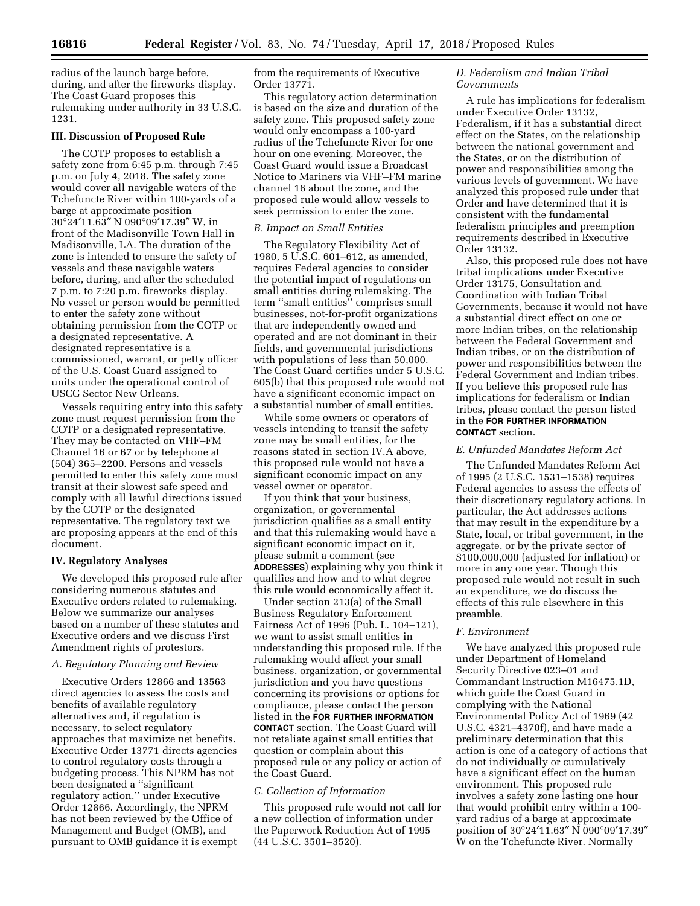radius of the launch barge before, during, and after the fireworks display. The Coast Guard proposes this rulemaking under authority in 33 U.S.C. 1231.

### III. Discussion of Proposed Rule

The COTP proposes to establish a safety zone from 6:45 p.m. through 7:45 p.m. on July 4, 2018. The safety zone would cover all navigable waters of the Tchefuncte River within 100-yards of a barge at approximate position 30°24′11.63″ N 090°09′17.39″ W, in front of the Madisonville Town Hall in Madisonville, LA. The duration of the zone is intended to ensure the safety of vessels and these navigable waters before, during, and after the scheduled 7 p.m. to 7:20 p.m. fireworks display. No vessel or person would be permitted to enter the safety zone without obtaining permission from the COTP or a designated representative. A designated representative is a commissioned, warrant, or petty officer of the U.S. Coast Guard assigned to units under the operational control of USCG Sector New Orleans.

Vessels requiring entry into this safety zone must request permission from the COTP or a designated representative. They may be contacted on VHF–FM Channel 16 or 67 or by telephone at (504) 365–2200. Persons and vessels permitted to enter this safety zone must transit at their slowest safe speed and comply with all lawful directions issued by the COTP or the designated representative. The regulatory text we are proposing appears at the end of this document.

### IV. Regulatory Analyses

We developed this proposed rule after considering numerous statutes and Executive orders related to rulemaking. Below we summarize our analyses based on a number of these statutes and Executive orders and we discuss First Amendment rights of protestors.

#### *A. Regulatory Planning and Review*

Executive Orders 12866 and 13563 direct agencies to assess the costs and benefits of available regulatory alternatives and, if regulation is necessary, to select regulatory approaches that maximize net benefits. Executive Order 13771 directs agencies to control regulatory costs through a budgeting process. This NPRM has not been designated a ''significant regulatory action,'' under Executive Order 12866. Accordingly, the NPRM has not been reviewed by the Office of Management and Budget (OMB), and pursuant to OMB guidance it is exempt from the requirements of Executive Order 13771.

This regulatory action determination is based on the size and duration of the safety zone. This proposed safety zone would only encompass a 100-yard radius of the Tchefuncte River for one hour on one evening. Moreover, the Coast Guard would issue a Broadcast Notice to Mariners via VHF–FM marine channel 16 about the zone, and the proposed rule would allow vessels to seek permission to enter the zone.

#### *B. Impact on Small Entities*

The Regulatory Flexibility Act of 1980, 5 U.S.C. 601–612, as amended, requires Federal agencies to consider the potential impact of regulations on small entities during rulemaking. The term ''small entities'' comprises small businesses, not-for-profit organizations that are independently owned and operated and are not dominant in their fields, and governmental jurisdictions with populations of less than 50,000. The Coast Guard certifies under 5 U.S.C. 605(b) that this proposed rule would not have a significant economic impact on a substantial number of small entities.

While some owners or operators of vessels intending to transit the safety zone may be small entities, for the reasons stated in section IV.A above, this proposed rule would not have a significant economic impact on any vessel owner or operator.

If you think that your business, organization, or governmental jurisdiction qualifies as a small entity and that this rulemaking would have a significant economic impact on it, please submit a comment (see **ADDRESSES**) explaining why you think it qualifies and how and to what degree this rule would economically affect it.

Under section 213(a) of the Small Business Regulatory Enforcement Fairness Act of 1996 (Pub. L. 104–121), we want to assist small entities in understanding this proposed rule. If the rulemaking would affect your small business, organization, or governmental jurisdiction and you have questions concerning its provisions or options for compliance, please contact the person listed in the **FOR FURTHER INFORMATION CONTACT** section. The Coast Guard will not retaliate against small entities that question or complain about this proposed rule or any policy or action of the Coast Guard.

#### *C. Collection of Information*

This proposed rule would not call for a new collection of information under the Paperwork Reduction Act of 1995 (44 U.S.C. 3501–3520).

#### *D. Federalism and Indian Tribal Governments*

A rule has implications for federalism under Executive Order 13132, Federalism, if it has a substantial direct effect on the States, on the relationship between the national government and the States, or on the distribution of power and responsibilities among the various levels of government. We have analyzed this proposed rule under that Order and have determined that it is consistent with the fundamental federalism principles and preemption requirements described in Executive Order 13132.

Also, this proposed rule does not have tribal implications under Executive Order 13175, Consultation and Coordination with Indian Tribal Governments, because it would not have a substantial direct effect on one or more Indian tribes, on the relationship between the Federal Government and Indian tribes, or on the distribution of power and responsibilities between the Federal Government and Indian tribes. If you believe this proposed rule has implications for federalism or Indian tribes, please contact the person listed in the **FOR FURTHER INFORMATION CONTACT** section.

#### *E. Unfunded Mandates Reform Act*

The Unfunded Mandates Reform Act of 1995 (2 U.S.C. 1531–1538) requires Federal agencies to assess the effects of their discretionary regulatory actions. In particular, the Act addresses actions that may result in the expenditure by a State, local, or tribal government, in the aggregate, or by the private sector of $100,000,000 (adjusted for inflation) or more in any one year. Though this proposed rule would not result in such an expenditure, we do discuss the effects of this rule elsewhere in this preamble.

#### *F. Environment*

We have analyzed this proposed rule under Department of Homeland Security Directive 023–01 and Commandant Instruction M16475.1D, which guide the Coast Guard in complying with the National Environmental Policy Act of 1969 (42 U.S.C. 4321–4370f), and have made a preliminary determination that this action is one of a category of actions that do not individually or cumulatively have a significant effect on the human environment. This proposed rule involves a safety zone lasting one hour that would prohibit entry within a 100-yard radius of a barge at approximate position of 30°24′11.63″ N 090°09′17.39″ W on the Tchefuncte River. Normally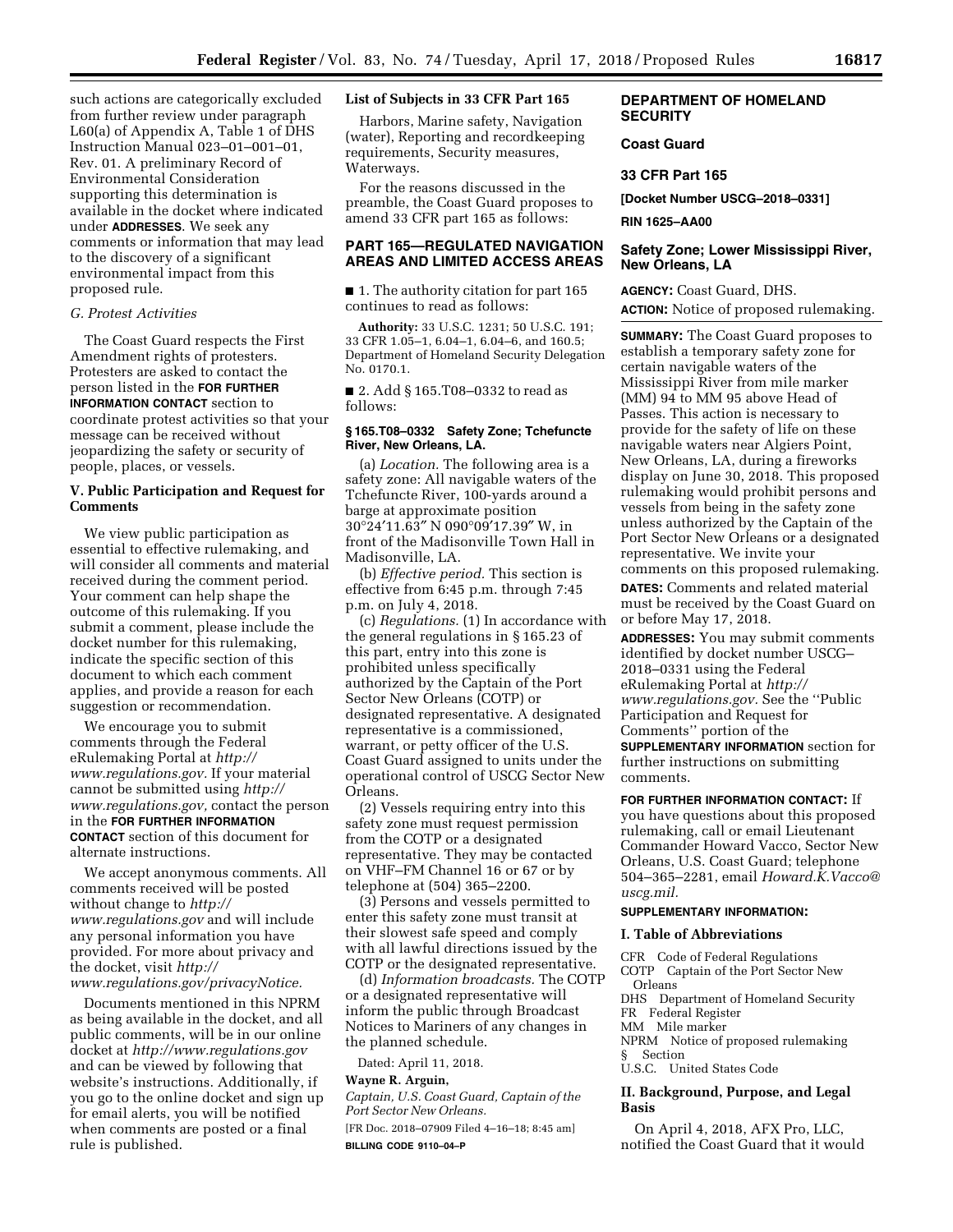such actions are categorically excluded from further review under paragraph L60(a) of Appendix A, Table 1 of DHS Instruction Manual 023–01–001–01, Rev. 01. A preliminary Record of Environmental Consideration supporting this determination is available in the docket where indicated under **ADDRESSES**. We seek any comments or information that may lead to the discovery of a significant environmental impact from this proposed rule.

*G. Protest Activities*

The Coast Guard respects the First Amendment rights of protesters. Protesters are asked to contact the person listed in the **FOR FURTHER INFORMATION CONTACT** section to coordinate protest activities so that your message can be received without jeopardizing the safety or security of people, places, or vessels.

### V. Public Participation and Request for Comments

We view public participation as essential to effective rulemaking, and will consider all comments and material received during the comment period. Your comment can help shape the outcome of this rulemaking. If you submit a comment, please include the docket number for this rulemaking, indicate the specific section of this document to which each comment applies, and provide a reason for each suggestion or recommendation.

We encourage you to submit comments through the Federal eRulemaking Portal at *http://www.regulations.gov.* If your material cannot be submitted using *http://www.regulations.gov,* contact the person in the **FOR FURTHER INFORMATION CONTACT** section of this document for alternate instructions.

We accept anonymous comments. All comments received will be posted without change to *http://www.regulations.gov* and will include any personal information you have provided. For more about privacy and the docket, visit *http://www.regulations.gov/privacyNotice.*

Documents mentioned in this NPRM as being available in the docket, and all public comments, will be in our online docket at *http://www.regulations.gov* and can be viewed by following that website's instructions. Additionally, if you go to the online docket and sign up for email alerts, you will be notified when comments are posted or a final rule is published.

### List of Subjects in 33 CFR Part 165

Harbors, Marine safety, Navigation (water), Reporting and recordkeeping requirements, Security measures, Waterways.

For the reasons discussed in the preamble, the Coast Guard proposes to amend 33 CFR part 165 as follows:

## PART 165—REGULATED NAVIGATION AREAS AND LIMITED ACCESS AREAS

■ 1. The authority citation for part 165 continues to read as follows:

**Authority:** 33 U.S.C. 1231; 50 U.S.C. 191; 33 CFR 1.05–1, 6.04–1, 6.04–6, and 160.5; Department of Homeland Security Delegation No. 0170.1.

■ 2. Add § 165.T08–0332 to read as follows:

#### § 165.T08–0332 Safety Zone; Tchefuncte River, New Orleans, LA.

(a) *Location.* The following area is a safety zone: All navigable waters of the Tchefuncte River, 100-yards around a barge at approximate position 30°24′11.63″ N 090°09′17.39″ W, in front of the Madisonville Town Hall in Madisonville, LA.

(b) *Effective period.* This section is effective from 6:45 p.m. through 7:45 p.m. on July 4, 2018.

(c) *Regulations.* (1) In accordance with the general regulations in § 165.23 of this part, entry into this zone is prohibited unless specifically authorized by the Captain of the Port Sector New Orleans (COTP) or designated representative. A designated representative is a commissioned, warrant, or petty officer of the U.S. Coast Guard assigned to units under the operational control of USCG Sector New Orleans.

(2) Vessels requiring entry into this safety zone must request permission from the COTP or a designated representative. They may be contacted on VHF–FM Channel 16 or 67 or by telephone at (504) 365–2200.

(3) Persons and vessels permitted to enter this safety zone must transit at their slowest safe speed and comply with all lawful directions issued by the COTP or the designated representative.

(d) *Information broadcasts.* The COTP or a designated representative will inform the public through Broadcast Notices to Mariners of any changes in the planned schedule.

Dated: April 11, 2018.

**Wayne R. Arguin,**

*Captain, U.S. Coast Guard, Captain of the Port Sector New Orleans.*

[FR Doc. 2018–07909 Filed 4–16–18; 8:45 am]

**BILLING CODE 9110–04–P**

## DEPARTMENT OF HOMELAND SECURITY

## Coast Guard

## 33 CFR Part 165

**[Docket Number USCG–2018–0331]**

**RIN 1625–AA00**

## Safety Zone; Lower Mississippi River, New Orleans, LA

**AGENCY:** Coast Guard, DHS.

**ACTION:** Notice of proposed rulemaking.

**SUMMARY:** The Coast Guard proposes to establish a temporary safety zone for certain navigable waters of the Mississippi River from mile marker (MM) 94 to MM 95 above Head of Passes. This action is necessary to provide for the safety of life on these navigable waters near Algiers Point, New Orleans, LA, during a fireworks display on June 30, 2018. This proposed rulemaking would prohibit persons and vessels from being in the safety zone unless authorized by the Captain of the Port Sector New Orleans or a designated representative. We invite your comments on this proposed rulemaking.

**DATES:** Comments and related material must be received by the Coast Guard on or before May 17, 2018.

**ADDRESSES:** You may submit comments identified by docket number USCG–2018–0331 using the Federal eRulemaking Portal at *http://www.regulations.gov.* See the ''Public Participation and Request for Comments'' portion of the **SUPPLEMENTARY INFORMATION** section for further instructions on submitting comments.

**FOR FURTHER INFORMATION CONTACT:** If you have questions about this proposed rulemaking, call or email Lieutenant Commander Howard Vacco, Sector New Orleans, U.S. Coast Guard; telephone 504–365–2281, email *Howard.K.Vacco@uscg.mil.*

**SUPPLEMENTARY INFORMATION:**

### I. Table of Abbreviations

CFR Code of Federal Regulations
COTP Captain of the Port Sector New Orleans
DHS Department of Homeland Security
FR Federal Register
MM Mile marker
NPRM Notice of proposed rulemaking
§ Section
U.S.C. United States Code

### II. Background, Purpose, and Legal Basis

On April 4, 2018, AFX Pro, LLC, notified the Coast Guard that it would